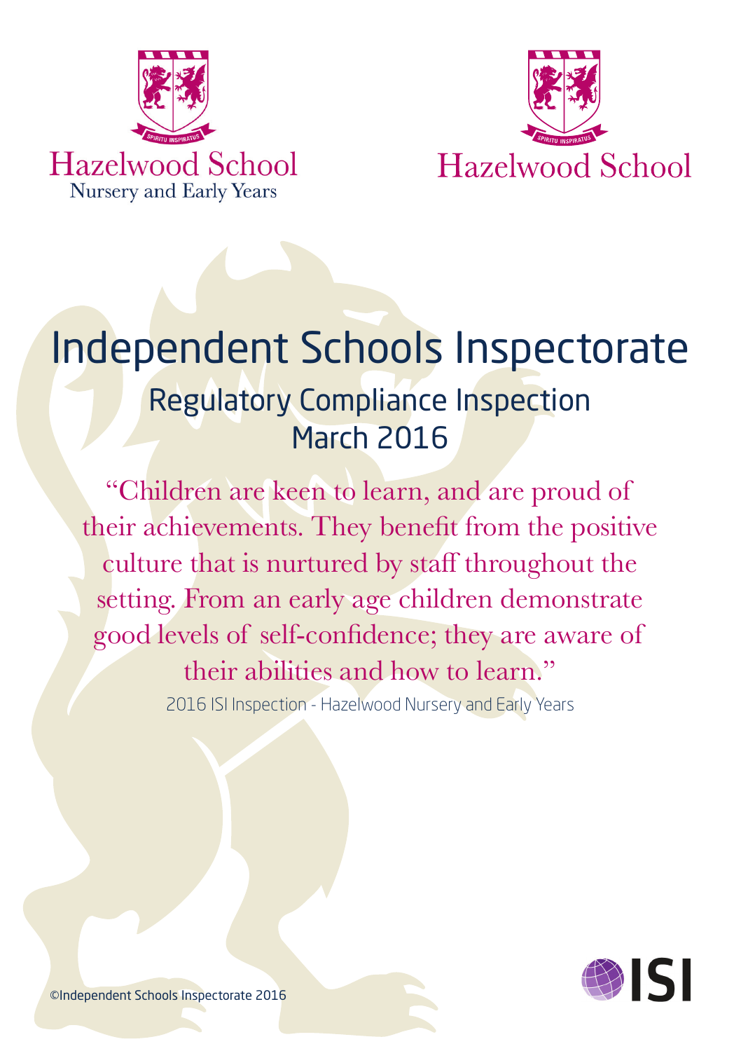Hazelwood School
Nursery and Early Years

Hazelwood School

# Independent Schools Inspectorate

## Regulatory Compliance Inspection
## March 2016

"Children are keen to learn, and are proud of their achievements. They benefit from the positive culture that is nurtured by staff throughout the setting. From an early age children demonstrate good levels of self-confidence; they are aware of their abilities and how to learn."

2016 ISI Inspection - Hazelwood Nursery and Early Years

©Independent Schools Inspectorate 2016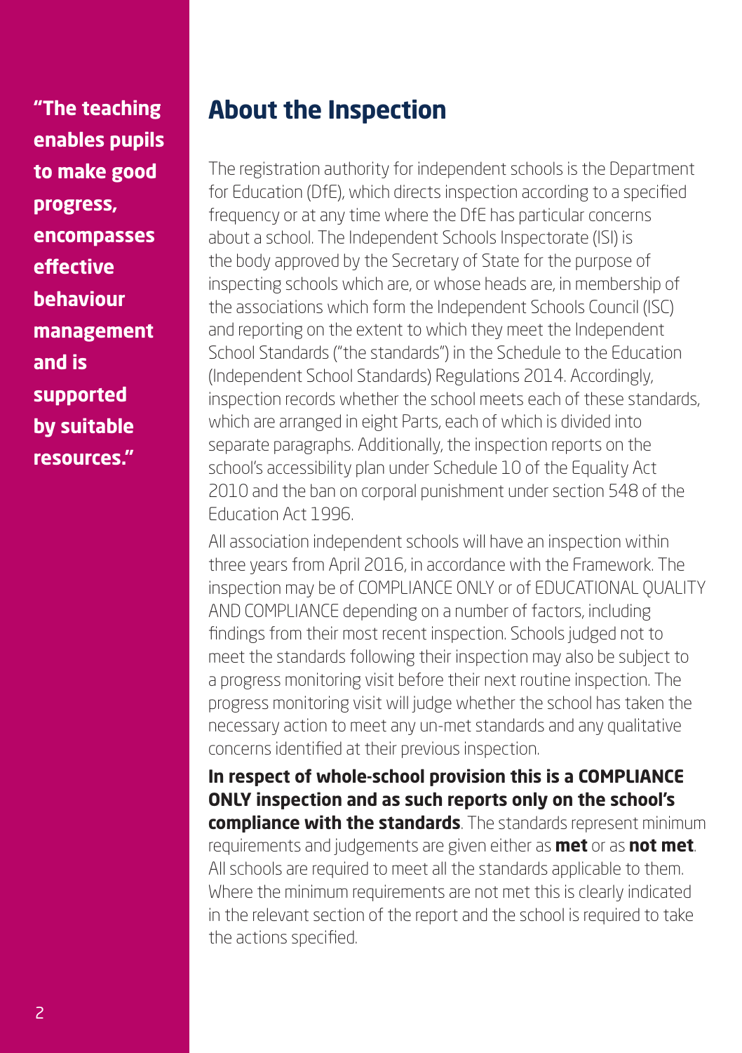**"The teaching enables pupils to make good progress, encompasses effective behaviour management and is supported by suitable resources."**

## About the Inspection

The registration authority for independent schools is the Department for Education (DfE), which directs inspection according to a specified frequency or at any time where the DfE has particular concerns about a school. The Independent Schools Inspectorate (ISI) is the body approved by the Secretary of State for the purpose of inspecting schools which are, or whose heads are, in membership of the associations which form the Independent Schools Council (ISC) and reporting on the extent to which they meet the Independent School Standards ("the standards") in the Schedule to the Education (Independent School Standards) Regulations 2014. Accordingly, inspection records whether the school meets each of these standards, which are arranged in eight Parts, each of which is divided into separate paragraphs. Additionally, the inspection reports on the school's accessibility plan under Schedule 10 of the Equality Act 2010 and the ban on corporal punishment under section 548 of the Education Act 1996.

All association independent schools will have an inspection within three years from April 2016, in accordance with the Framework. The inspection may be of COMPLIANCE ONLY or of EDUCATIONAL QUALITY AND COMPLIANCE depending on a number of factors, including findings from their most recent inspection. Schools judged not to meet the standards following their inspection may also be subject to a progress monitoring visit before their next routine inspection. The progress monitoring visit will judge whether the school has taken the necessary action to meet any un-met standards and any qualitative concerns identified at their previous inspection.

**In respect of whole-school provision this is a COMPLIANCE ONLY inspection and as such reports only on the school's compliance with the standards**. The standards represent minimum requirements and judgements are given either as **met** or as **not met**. All schools are required to meet all the standards applicable to them. Where the minimum requirements are not met this is clearly indicated in the relevant section of the report and the school is required to take the actions specified.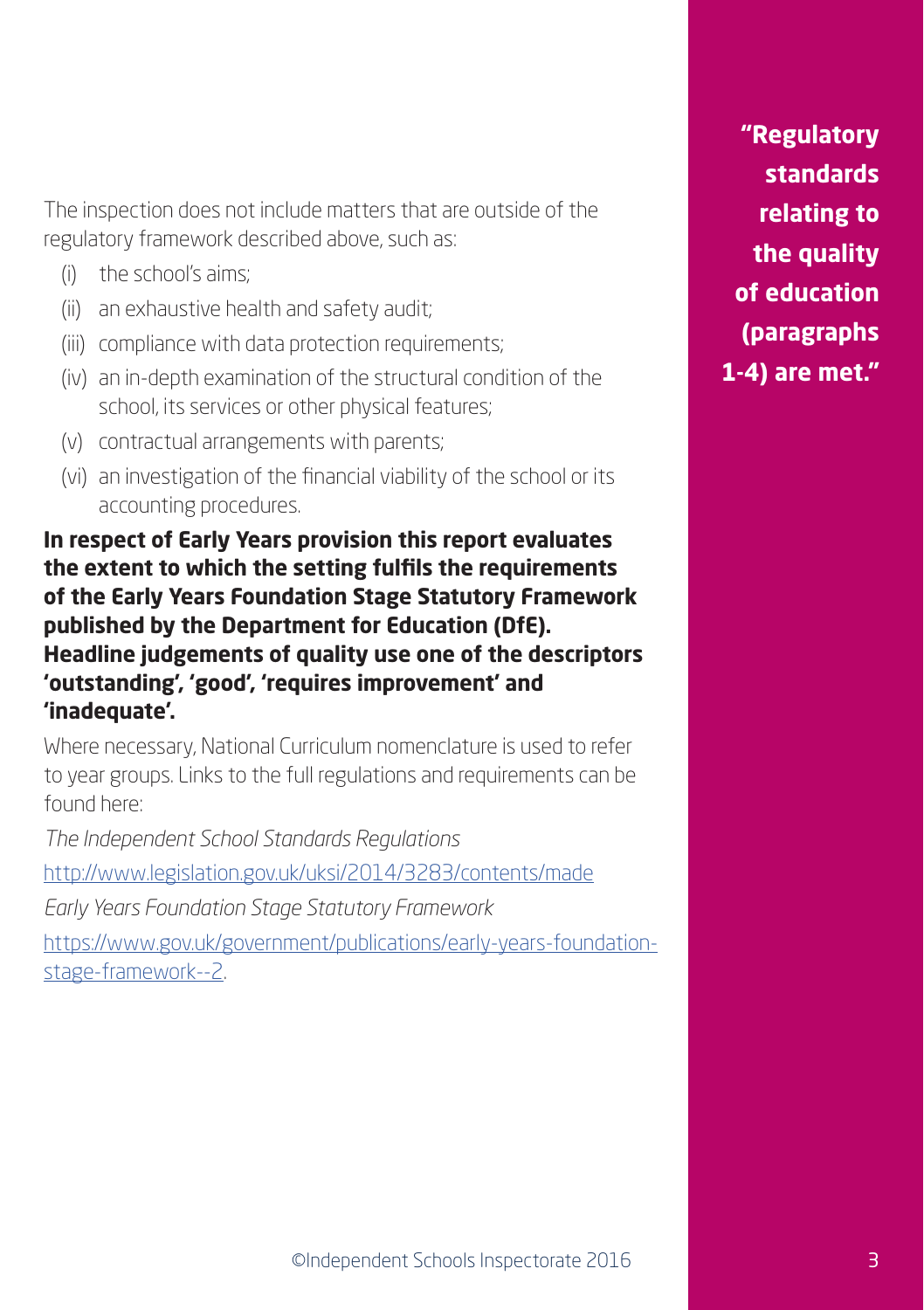The inspection does not include matters that are outside of the regulatory framework described above, such as:

(i) the school's aims;

(ii) an exhaustive health and safety audit;

(iii) compliance with data protection requirements;

(iv) an in-depth examination of the structural condition of the school, its services or other physical features;

(v) contractual arrangements with parents;

(vi) an investigation of the financial viability of the school or its accounting procedures.

**In respect of Early Years provision this report evaluates the extent to which the setting fulfils the requirements of the Early Years Foundation Stage Statutory Framework published by the Department for Education (DfE). Headline judgements of quality use one of the descriptors 'outstanding', 'good', 'requires improvement' and 'inadequate'.**

Where necessary, National Curriculum nomenclature is used to refer to year groups. Links to the full regulations and requirements can be found here:

*The Independent School Standards Regulations*

http://www.legislation.gov.uk/uksi/2014/3283/contents/made

*Early Years Foundation Stage Statutory Framework*

https://www.gov.uk/government/publications/early-years-foundation-stage-framework--2.

**"Regulatory standards relating to the quality of education (paragraphs 1-4) are met."**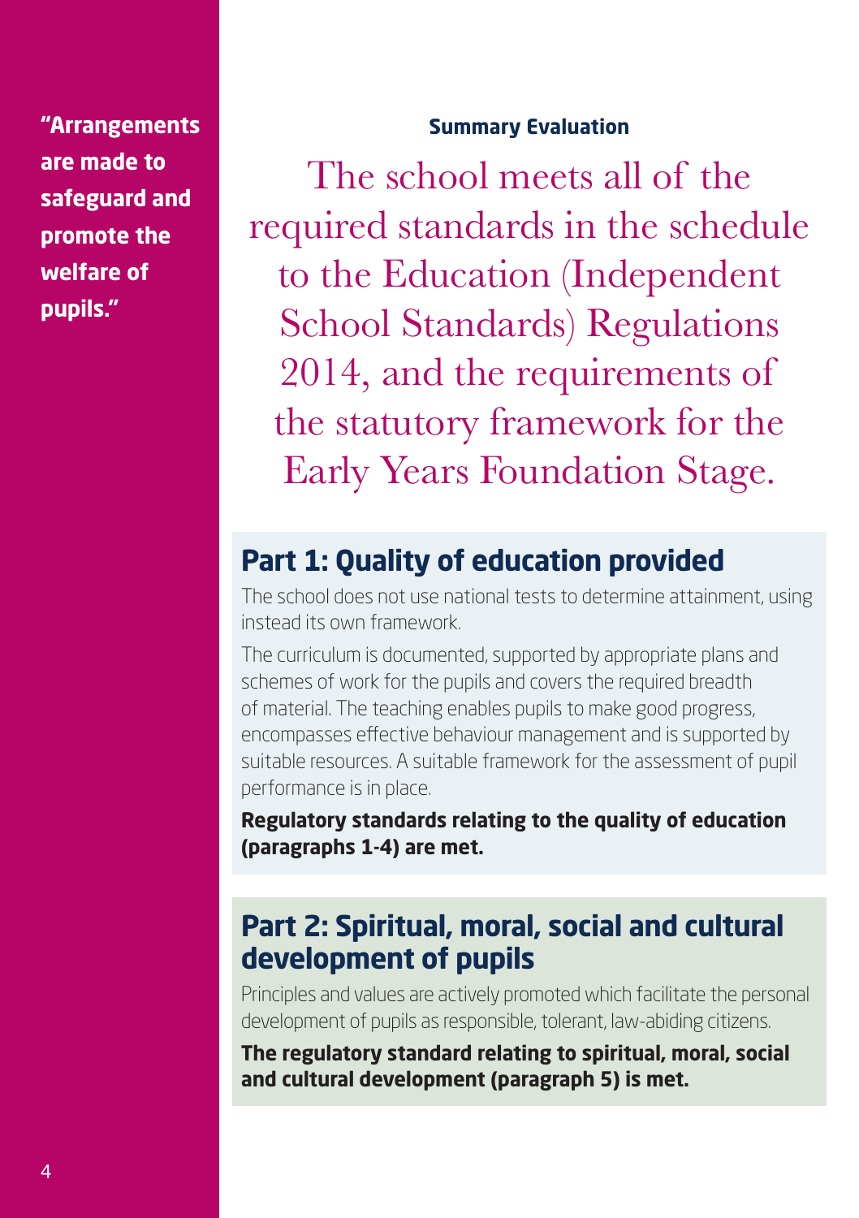**"Arrangements are made to safeguard and promote the welfare of pupils."**

**Summary Evaluation**

The school meets all of the required standards in the schedule to the Education (Independent School Standards) Regulations 2014, and the requirements of the statutory framework for the Early Years Foundation Stage.

## Part 1: Quality of education provided

The school does not use national tests to determine attainment, using instead its own framework.

The curriculum is documented, supported by appropriate plans and schemes of work for the pupils and covers the required breadth of material. The teaching enables pupils to make good progress, encompasses effective behaviour management and is supported by suitable resources. A suitable framework for the assessment of pupil performance is in place.

**Regulatory standards relating to the quality of education (paragraphs 1-4) are met.**

## Part 2: Spiritual, moral, social and cultural development of pupils

Principles and values are actively promoted which facilitate the personal development of pupils as responsible, tolerant, law-abiding citizens.

**The regulatory standard relating to spiritual, moral, social and cultural development (paragraph 5) is met.**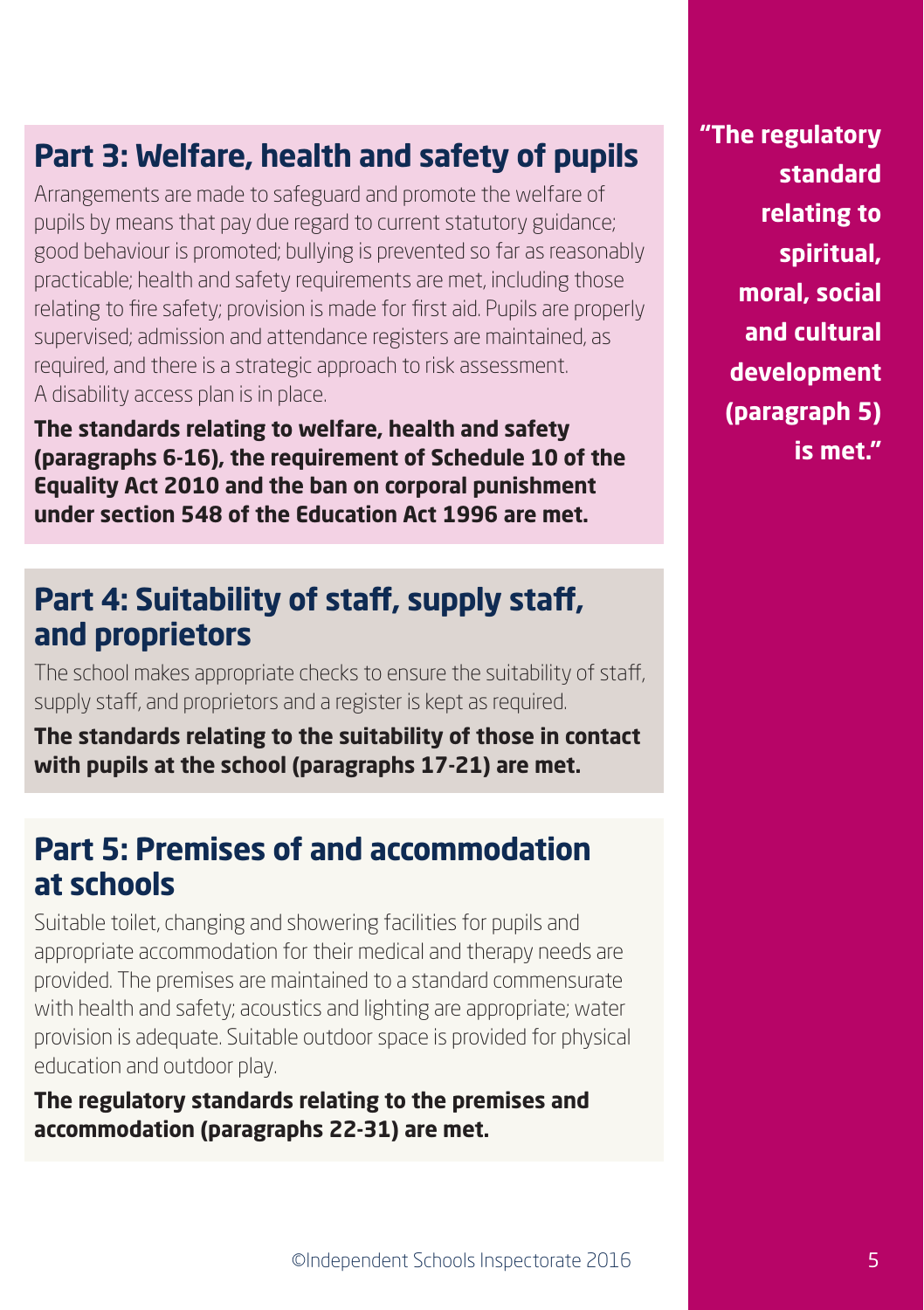## Part 3: Welfare, health and safety of pupils

Arrangements are made to safeguard and promote the welfare of pupils by means that pay due regard to current statutory guidance; good behaviour is promoted; bullying is prevented so far as reasonably practicable; health and safety requirements are met, including those relating to fire safety; provision is made for first aid. Pupils are properly supervised; admission and attendance registers are maintained, as required, and there is a strategic approach to risk assessment. A disability access plan is in place.

**The standards relating to welfare, health and safety (paragraphs 6-16), the requirement of Schedule 10 of the Equality Act 2010 and the ban on corporal punishment under section 548 of the Education Act 1996 are met.**

## Part 4: Suitability of staff, supply staff, and proprietors

The school makes appropriate checks to ensure the suitability of staff, supply staff, and proprietors and a register is kept as required.

**The standards relating to the suitability of those in contact with pupils at the school (paragraphs 17-21) are met.**

## Part 5: Premises of and accommodation at schools

Suitable toilet, changing and showering facilities for pupils and appropriate accommodation for their medical and therapy needs are provided. The premises are maintained to a standard commensurate with health and safety; acoustics and lighting are appropriate; water provision is adequate. Suitable outdoor space is provided for physical education and outdoor play.

**The regulatory standards relating to the premises and accommodation (paragraphs 22-31) are met.**

**"The regulatory standard relating to spiritual, moral, social and cultural development (paragraph 5) is met."**

©Independent Schools Inspectorate 2016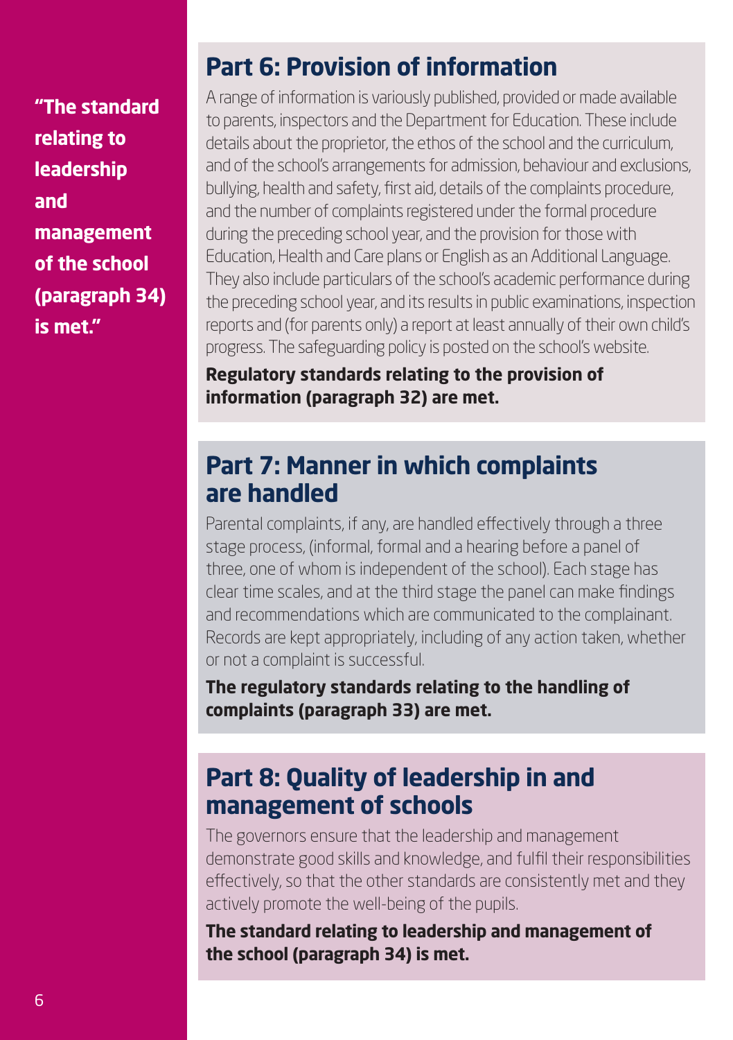**"The standard relating to leadership and management of the school (paragraph 34) is met."**

## Part 6: Provision of information

A range of information is variously published, provided or made available to parents, inspectors and the Department for Education. These include details about the proprietor, the ethos of the school and the curriculum, and of the school's arrangements for admission, behaviour and exclusions, bullying, health and safety, first aid, details of the complaints procedure, and the number of complaints registered under the formal procedure during the preceding school year, and the provision for those with Education, Health and Care plans or English as an Additional Language. They also include particulars of the school's academic performance during the preceding school year, and its results in public examinations, inspection reports and (for parents only) a report at least annually of their own child's progress. The safeguarding policy is posted on the school's website.

**Regulatory standards relating to the provision of information (paragraph 32) are met.**

## Part 7: Manner in which complaints are handled

Parental complaints, if any, are handled effectively through a three stage process, (informal, formal and a hearing before a panel of three, one of whom is independent of the school). Each stage has clear time scales, and at the third stage the panel can make findings and recommendations which are communicated to the complainant. Records are kept appropriately, including of any action taken, whether or not a complaint is successful.

**The regulatory standards relating to the handling of complaints (paragraph 33) are met.**

## Part 8: Quality of leadership in and management of schools

The governors ensure that the leadership and management demonstrate good skills and knowledge, and fulfil their responsibilities effectively, so that the other standards are consistently met and they actively promote the well-being of the pupils.

**The standard relating to leadership and management of the school (paragraph 34) is met.**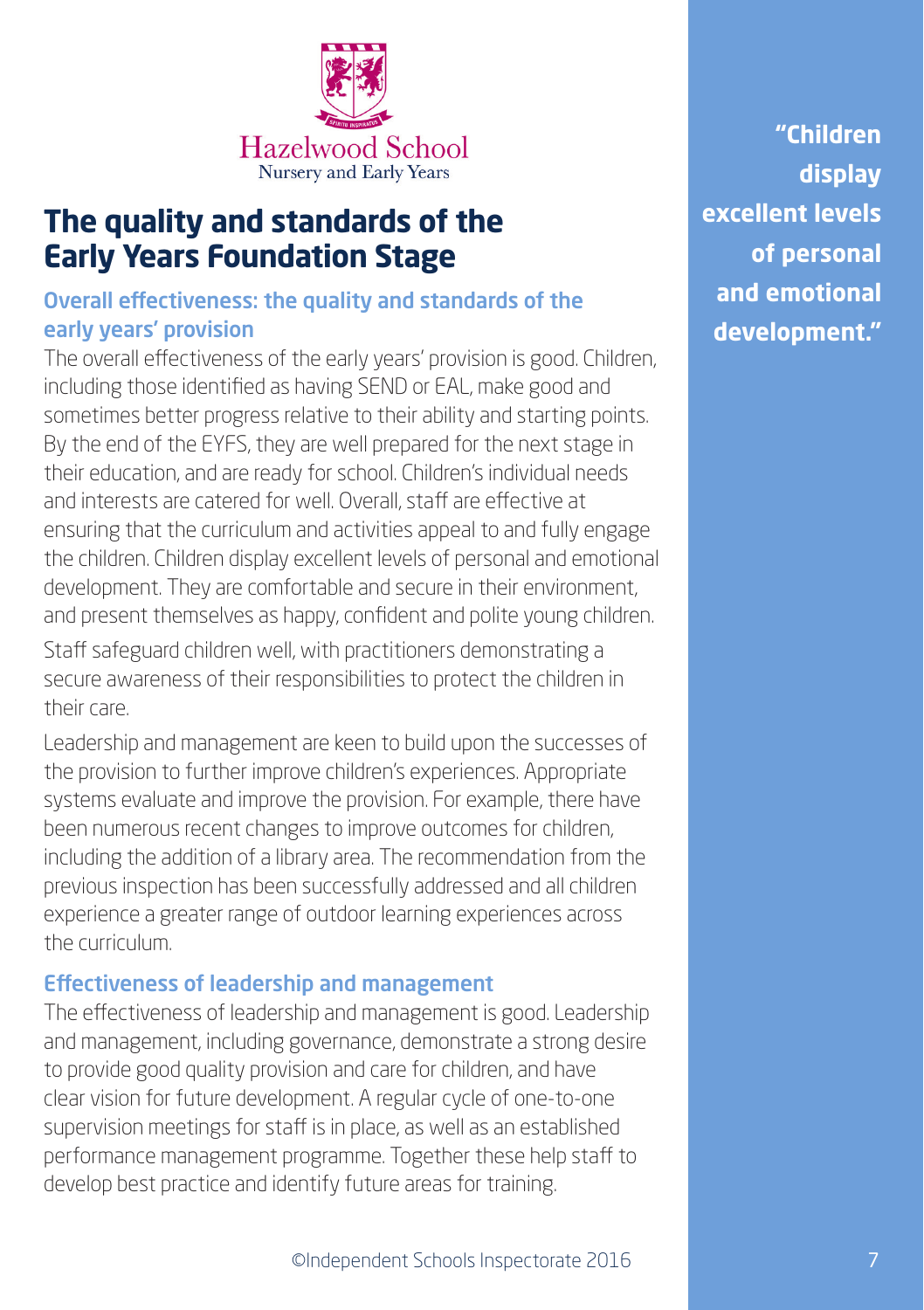Hazelwood School
Nursery and Early Years

# The quality and standards of the Early Years Foundation Stage

## Overall effectiveness: the quality and standards of the early years' provision

The overall effectiveness of the early years' provision is good. Children, including those identified as having SEND or EAL, make good and sometimes better progress relative to their ability and starting points. By the end of the EYFS, they are well prepared for the next stage in their education, and are ready for school. Children's individual needs and interests are catered for well. Overall, staff are effective at ensuring that the curriculum and activities appeal to and fully engage the children. Children display excellent levels of personal and emotional development. They are comfortable and secure in their environment, and present themselves as happy, confident and polite young children.

Staff safeguard children well, with practitioners demonstrating a secure awareness of their responsibilities to protect the children in their care.

Leadership and management are keen to build upon the successes of the provision to further improve children's experiences. Appropriate systems evaluate and improve the provision. For example, there have been numerous recent changes to improve outcomes for children, including the addition of a library area. The recommendation from the previous inspection has been successfully addressed and all children experience a greater range of outdoor learning experiences across the curriculum.

## Effectiveness of leadership and management

The effectiveness of leadership and management is good. Leadership and management, including governance, demonstrate a strong desire to provide good quality provision and care for children, and have clear vision for future development. A regular cycle of one-to-one supervision meetings for staff is in place, as well as an established performance management programme. Together these help staff to develop best practice and identify future areas for training.

**"Children display excellent levels of personal and emotional development."**

©Independent Schools Inspectorate 2016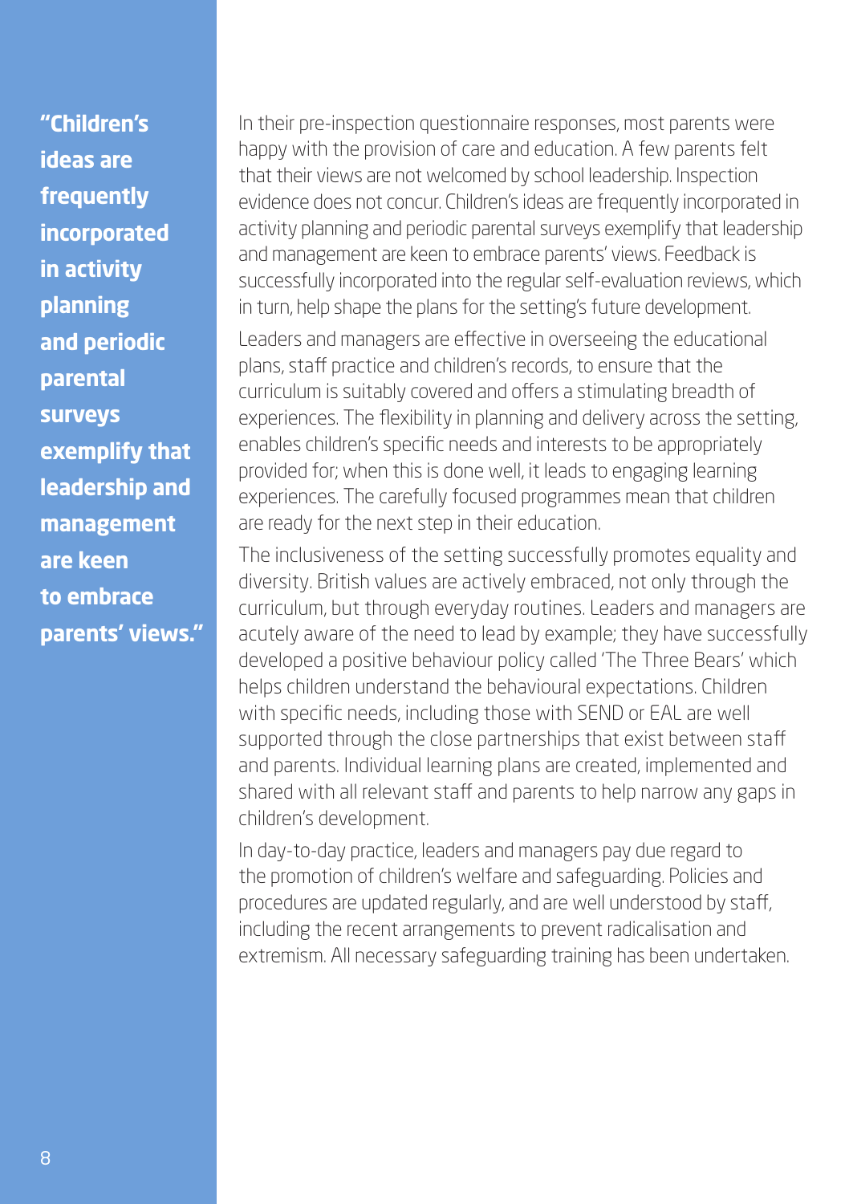> **"Children's ideas are frequently incorporated in activity planning and periodic parental surveys exemplify that leadership and management are keen to embrace parents' views."**

In their pre-inspection questionnaire responses, most parents were happy with the provision of care and education. A few parents felt that their views are not welcomed by school leadership. Inspection evidence does not concur. Children's ideas are frequently incorporated in activity planning and periodic parental surveys exemplify that leadership and management are keen to embrace parents' views. Feedback is successfully incorporated into the regular self-evaluation reviews, which in turn, help shape the plans for the setting's future development.

Leaders and managers are effective in overseeing the educational plans, staff practice and children's records, to ensure that the curriculum is suitably covered and offers a stimulating breadth of experiences. The flexibility in planning and delivery across the setting, enables children's specific needs and interests to be appropriately provided for; when this is done well, it leads to engaging learning experiences. The carefully focused programmes mean that children are ready for the next step in their education.

The inclusiveness of the setting successfully promotes equality and diversity. British values are actively embraced, not only through the curriculum, but through everyday routines. Leaders and managers are acutely aware of the need to lead by example; they have successfully developed a positive behaviour policy called 'The Three Bears' which helps children understand the behavioural expectations. Children with specific needs, including those with SEND or EAL are well supported through the close partnerships that exist between staff and parents. Individual learning plans are created, implemented and shared with all relevant staff and parents to help narrow any gaps in children's development.

In day-to-day practice, leaders and managers pay due regard to the promotion of children's welfare and safeguarding. Policies and procedures are updated regularly, and are well understood by staff, including the recent arrangements to prevent radicalisation and extremism. All necessary safeguarding training has been undertaken.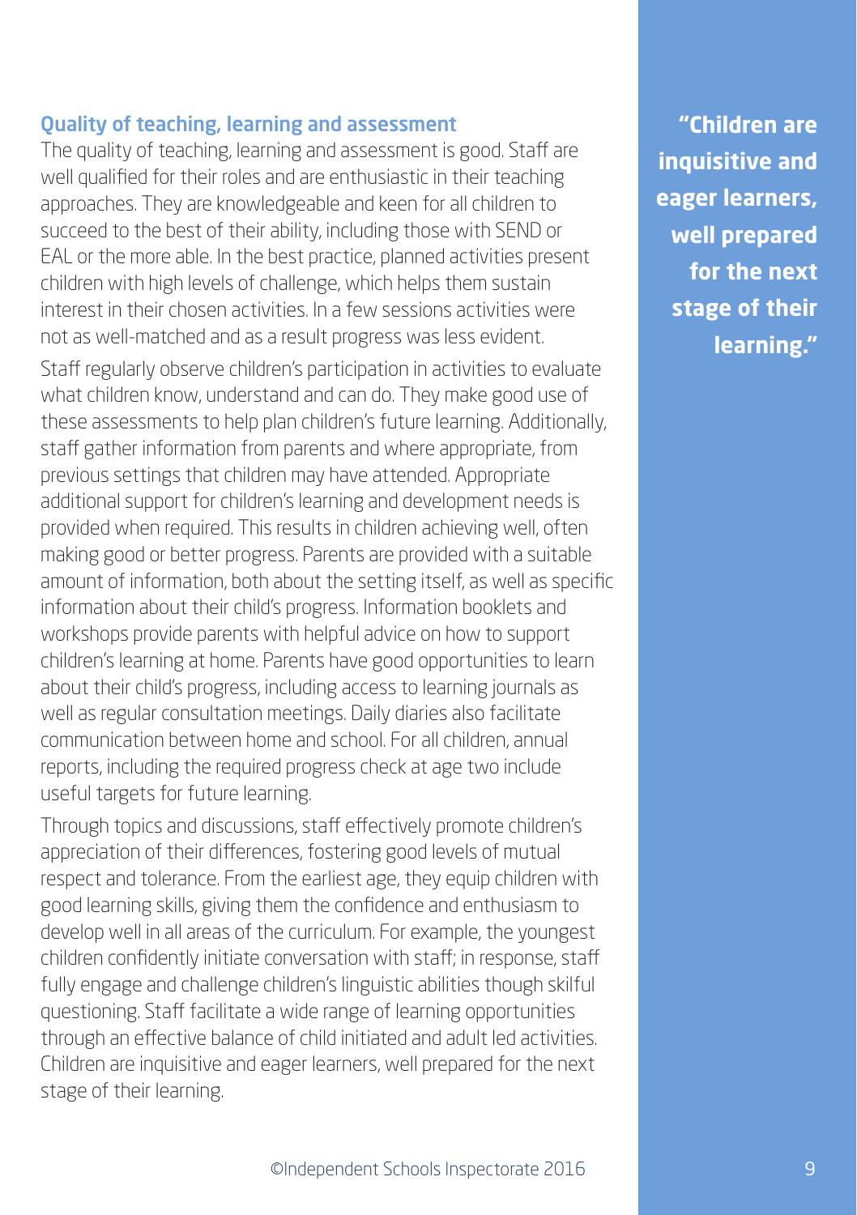### Quality of teaching, learning and assessment

The quality of teaching, learning and assessment is good. Staff are well qualified for their roles and are enthusiastic in their teaching approaches. They are knowledgeable and keen for all children to succeed to the best of their ability, including those with SEND or EAL or the more able. In the best practice, planned activities present children with high levels of challenge, which helps them sustain interest in their chosen activities. In a few sessions activities were not as well-matched and as a result progress was less evident.

Staff regularly observe children's participation in activities to evaluate what children know, understand and can do. They make good use of these assessments to help plan children's future learning. Additionally, staff gather information from parents and where appropriate, from previous settings that children may have attended. Appropriate additional support for children's learning and development needs is provided when required. This results in children achieving well, often making good or better progress. Parents are provided with a suitable amount of information, both about the setting itself, as well as specific information about their child's progress. Information booklets and workshops provide parents with helpful advice on how to support children's learning at home. Parents have good opportunities to learn about their child's progress, including access to learning journals as well as regular consultation meetings. Daily diaries also facilitate communication between home and school. For all children, annual reports, including the required progress check at age two include useful targets for future learning.

Through topics and discussions, staff effectively promote children's appreciation of their differences, fostering good levels of mutual respect and tolerance. From the earliest age, they equip children with good learning skills, giving them the confidence and enthusiasm to develop well in all areas of the curriculum. For example, the youngest children confidently initiate conversation with staff; in response, staff fully engage and challenge children's linguistic abilities though skilful questioning. Staff facilitate a wide range of learning opportunities through an effective balance of child initiated and adult led activities. Children are inquisitive and eager learners, well prepared for the next stage of their learning.

**"Children are inquisitive and eager learners, well prepared for the next stage of their learning."**

©Independent Schools Inspectorate 2016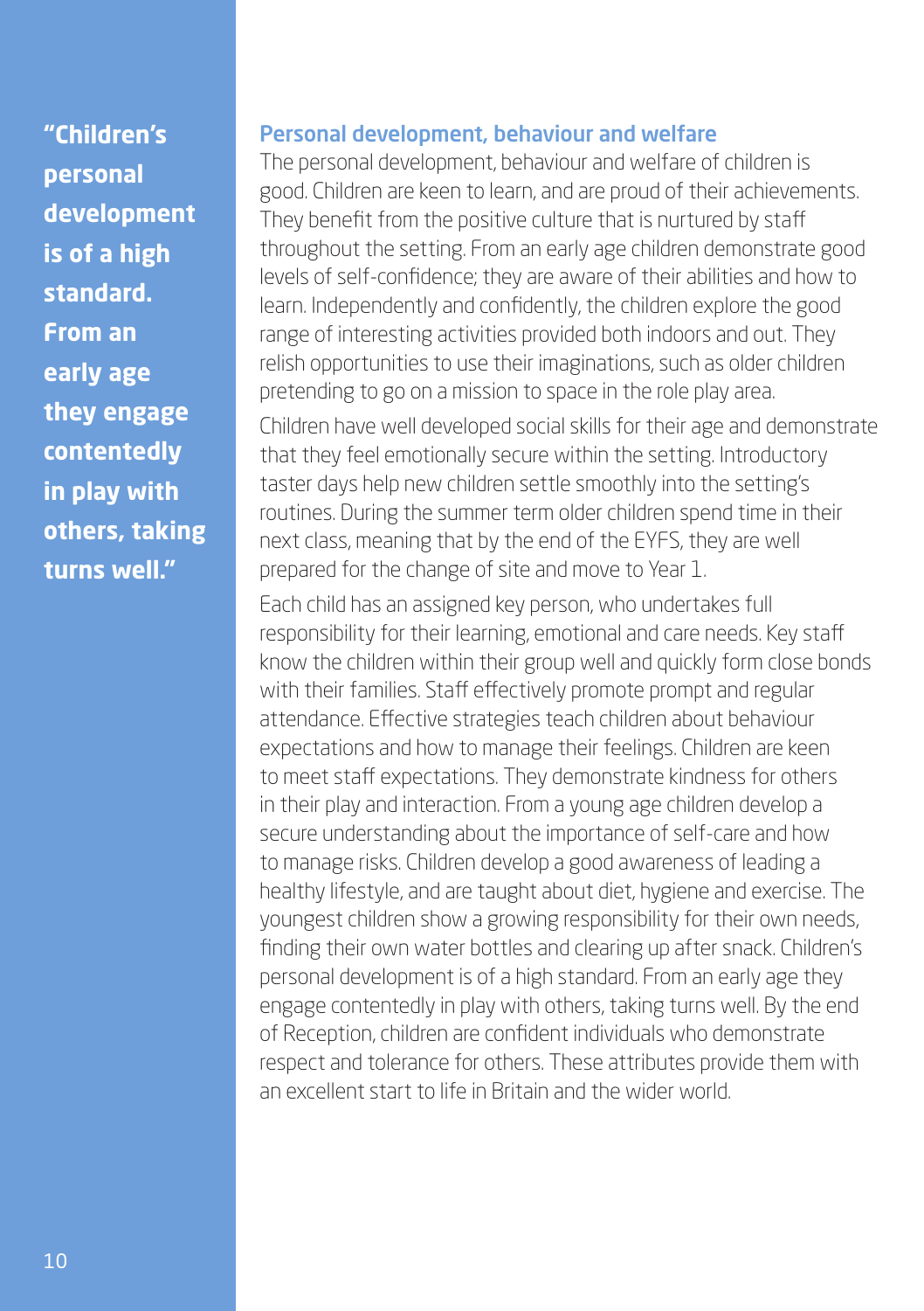> **"Children's personal development is of a high standard. From an early age they engage contentedly in play with others, taking turns well."**

## Personal development, behaviour and welfare

The personal development, behaviour and welfare of children is good. Children are keen to learn, and are proud of their achievements. They benefit from the positive culture that is nurtured by staff throughout the setting. From an early age children demonstrate good levels of self-confidence; they are aware of their abilities and how to learn. Independently and confidently, the children explore the good range of interesting activities provided both indoors and out. They relish opportunities to use their imaginations, such as older children pretending to go on a mission to space in the role play area.

Children have well developed social skills for their age and demonstrate that they feel emotionally secure within the setting. Introductory taster days help new children settle smoothly into the setting's routines. During the summer term older children spend time in their next class, meaning that by the end of the EYFS, they are well prepared for the change of site and move to Year 1.

Each child has an assigned key person, who undertakes full responsibility for their learning, emotional and care needs. Key staff know the children within their group well and quickly form close bonds with their families. Staff effectively promote prompt and regular attendance. Effective strategies teach children about behaviour expectations and how to manage their feelings. Children are keen to meet staff expectations. They demonstrate kindness for others in their play and interaction. From a young age children develop a secure understanding about the importance of self-care and how to manage risks. Children develop a good awareness of leading a healthy lifestyle, and are taught about diet, hygiene and exercise. The youngest children show a growing responsibility for their own needs, finding their own water bottles and clearing up after snack. Children's personal development is of a high standard. From an early age they engage contentedly in play with others, taking turns well. By the end of Reception, children are confident individuals who demonstrate respect and tolerance for others. These attributes provide them with an excellent start to life in Britain and the wider world.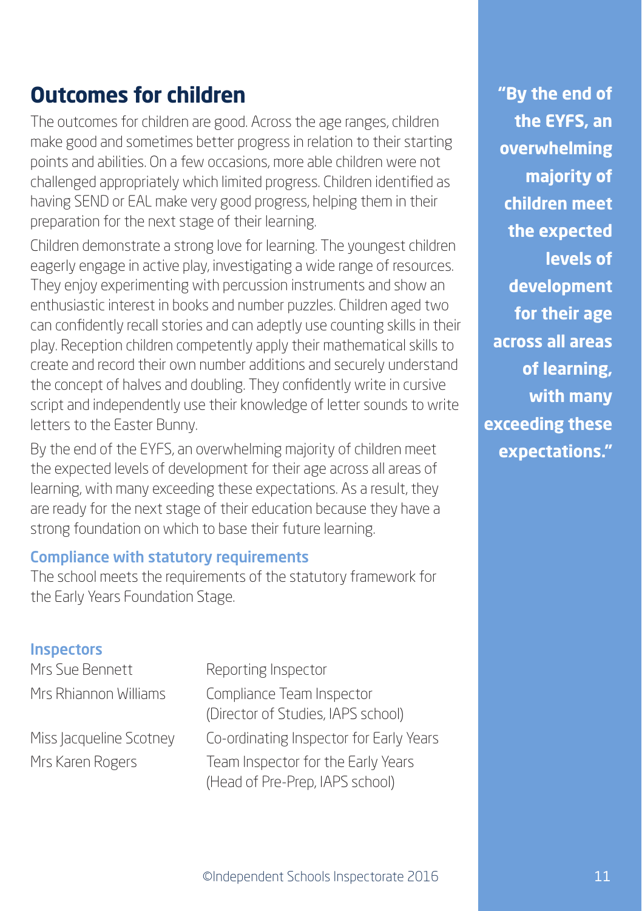## Outcomes for children

The outcomes for children are good. Across the age ranges, children make good and sometimes better progress in relation to their starting points and abilities. On a few occasions, more able children were not challenged appropriately which limited progress. Children identified as having SEND or EAL make very good progress, helping them in their preparation for the next stage of their learning.

Children demonstrate a strong love for learning. The youngest children eagerly engage in active play, investigating a wide range of resources. They enjoy experimenting with percussion instruments and show an enthusiastic interest in books and number puzzles. Children aged two can confidently recall stories and can adeptly use counting skills in their play. Reception children competently apply their mathematical skills to create and record their own number additions and securely understand the concept of halves and doubling. They confidently write in cursive script and independently use their knowledge of letter sounds to write letters to the Easter Bunny.

By the end of the EYFS, an overwhelming majority of children meet the expected levels of development for their age across all areas of learning, with many exceeding these expectations. As a result, they are ready for the next stage of their education because they have a strong foundation on which to base their future learning.

### Compliance with statutory requirements

The school meets the requirements of the statutory framework for the Early Years Foundation Stage.

### Inspectors

| | |
|---|---|
| Mrs Sue Bennett | Reporting Inspector |
| Mrs Rhiannon Williams | Compliance Team Inspector (Director of Studies, IAPS school) |
| Miss Jacqueline Scotney | Co-ordinating Inspector for Early Years |
| Mrs Karen Rogers | Team Inspector for the Early Years (Head of Pre-Prep, IAPS school) |

**"By the end of the EYFS, an overwhelming majority of children meet the expected levels of development for their age across all areas of learning, with many exceeding these expectations."**

©Independent Schools Inspectorate 2016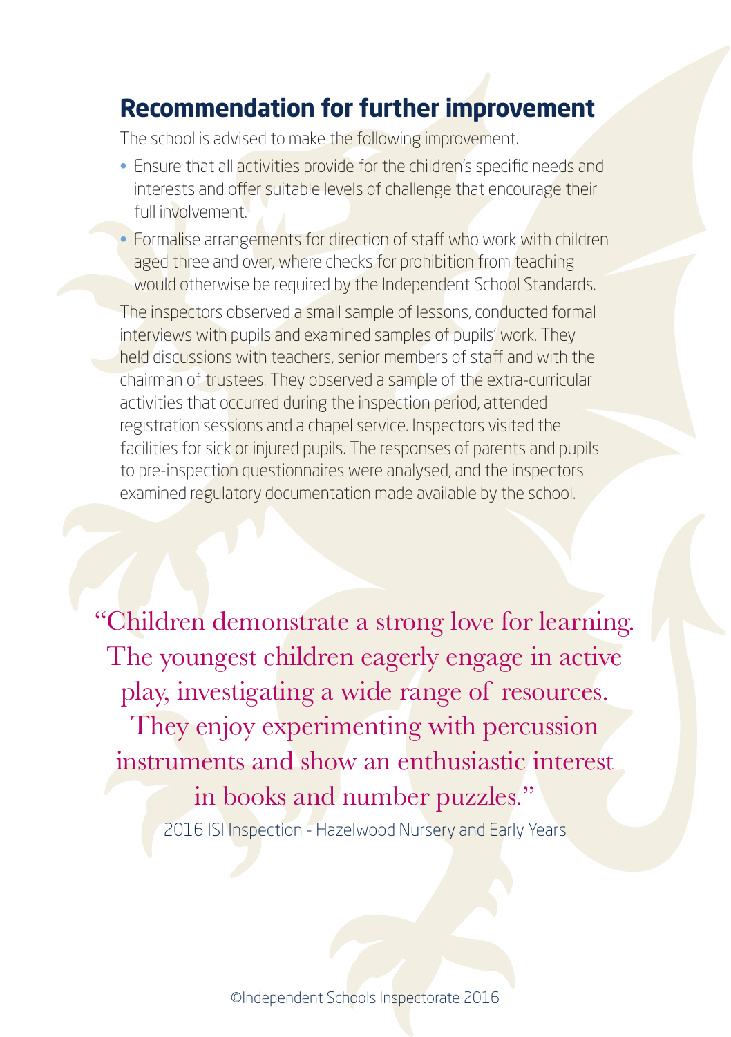## Recommendation for further improvement

The school is advised to make the following improvement.

- Ensure that all activities provide for the children's specific needs and interests and offer suitable levels of challenge that encourage their full involvement.
- Formalise arrangements for direction of staff who work with children aged three and over, where checks for prohibition from teaching would otherwise be required by the Independent School Standards.

The inspectors observed a small sample of lessons, conducted formal interviews with pupils and examined samples of pupils' work. They held discussions with teachers, senior members of staff and with the chairman of trustees. They observed a sample of the extra-curricular activities that occurred during the inspection period, attended registration sessions and a chapel service. Inspectors visited the facilities for sick or injured pupils. The responses of parents and pupils to pre-inspection questionnaires were analysed, and the inspectors examined regulatory documentation made available by the school.

"Children demonstrate a strong love for learning. The youngest children eagerly engage in active play, investigating a wide range of resources. They enjoy experimenting with percussion instruments and show an enthusiastic interest in books and number puzzles."

2016 ISI Inspection - Hazelwood Nursery and Early Years

©Independent Schools Inspectorate 2016